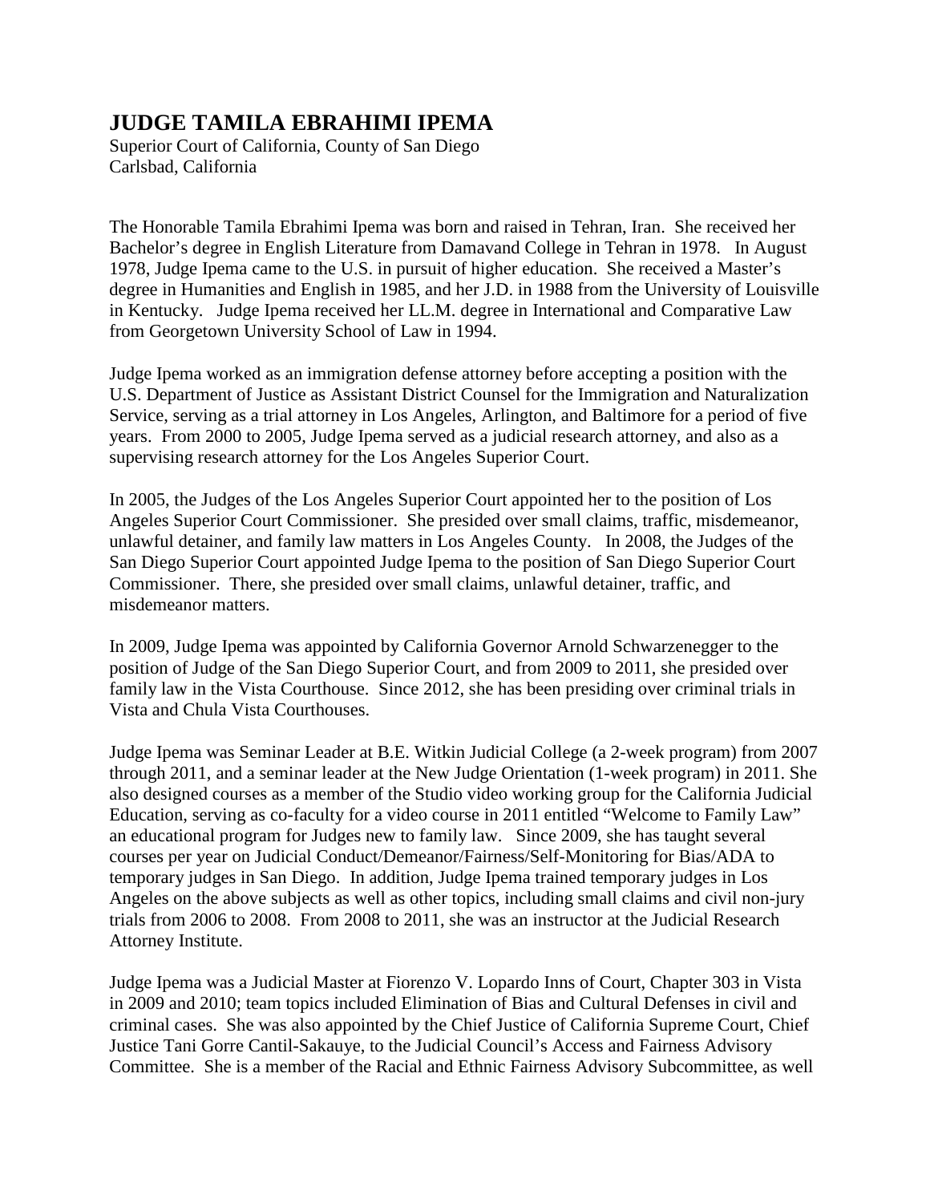# JUDGE TAMILA EBRAHIMI IPEMA

Superior Court of California, County of San Diego
Carlsbad, California

The Honorable Tamila Ebrahimi Ipema was born and raised in Tehran, Iran. She received her Bachelor's degree in English Literature from Damavand College in Tehran in 1978. In August 1978, Judge Ipema came to the U.S. in pursuit of higher education. She received a Master's degree in Humanities and English in 1985, and her J.D. in 1988 from the University of Louisville in Kentucky. Judge Ipema received her LL.M. degree in International and Comparative Law from Georgetown University School of Law in 1994.

Judge Ipema worked as an immigration defense attorney before accepting a position with the U.S. Department of Justice as Assistant District Counsel for the Immigration and Naturalization Service, serving as a trial attorney in Los Angeles, Arlington, and Baltimore for a period of five years. From 2000 to 2005, Judge Ipema served as a judicial research attorney, and also as a supervising research attorney for the Los Angeles Superior Court.

In 2005, the Judges of the Los Angeles Superior Court appointed her to the position of Los Angeles Superior Court Commissioner. She presided over small claims, traffic, misdemeanor, unlawful detainer, and family law matters in Los Angeles County. In 2008, the Judges of the San Diego Superior Court appointed Judge Ipema to the position of San Diego Superior Court Commissioner. There, she presided over small claims, unlawful detainer, traffic, and misdemeanor matters.

In 2009, Judge Ipema was appointed by California Governor Arnold Schwarzenegger to the position of Judge of the San Diego Superior Court, and from 2009 to 2011, she presided over family law in the Vista Courthouse. Since 2012, she has been presiding over criminal trials in Vista and Chula Vista Courthouses.

Judge Ipema was Seminar Leader at B.E. Witkin Judicial College (a 2-week program) from 2007 through 2011, and a seminar leader at the New Judge Orientation (1-week program) in 2011. She also designed courses as a member of the Studio video working group for the California Judicial Education, serving as co-faculty for a video course in 2011 entitled "Welcome to Family Law" an educational program for Judges new to family law. Since 2009, she has taught several courses per year on Judicial Conduct/Demeanor/Fairness/Self-Monitoring for Bias/ADA to temporary judges in San Diego. In addition, Judge Ipema trained temporary judges in Los Angeles on the above subjects as well as other topics, including small claims and civil non-jury trials from 2006 to 2008. From 2008 to 2011, she was an instructor at the Judicial Research Attorney Institute.

Judge Ipema was a Judicial Master at Fiorenzo V. Lopardo Inns of Court, Chapter 303 in Vista in 2009 and 2010; team topics included Elimination of Bias and Cultural Defenses in civil and criminal cases. She was also appointed by the Chief Justice of California Supreme Court, Chief Justice Tani Gorre Cantil-Sakauye, to the Judicial Council's Access and Fairness Advisory Committee. She is a member of the Racial and Ethnic Fairness Advisory Subcommittee, as well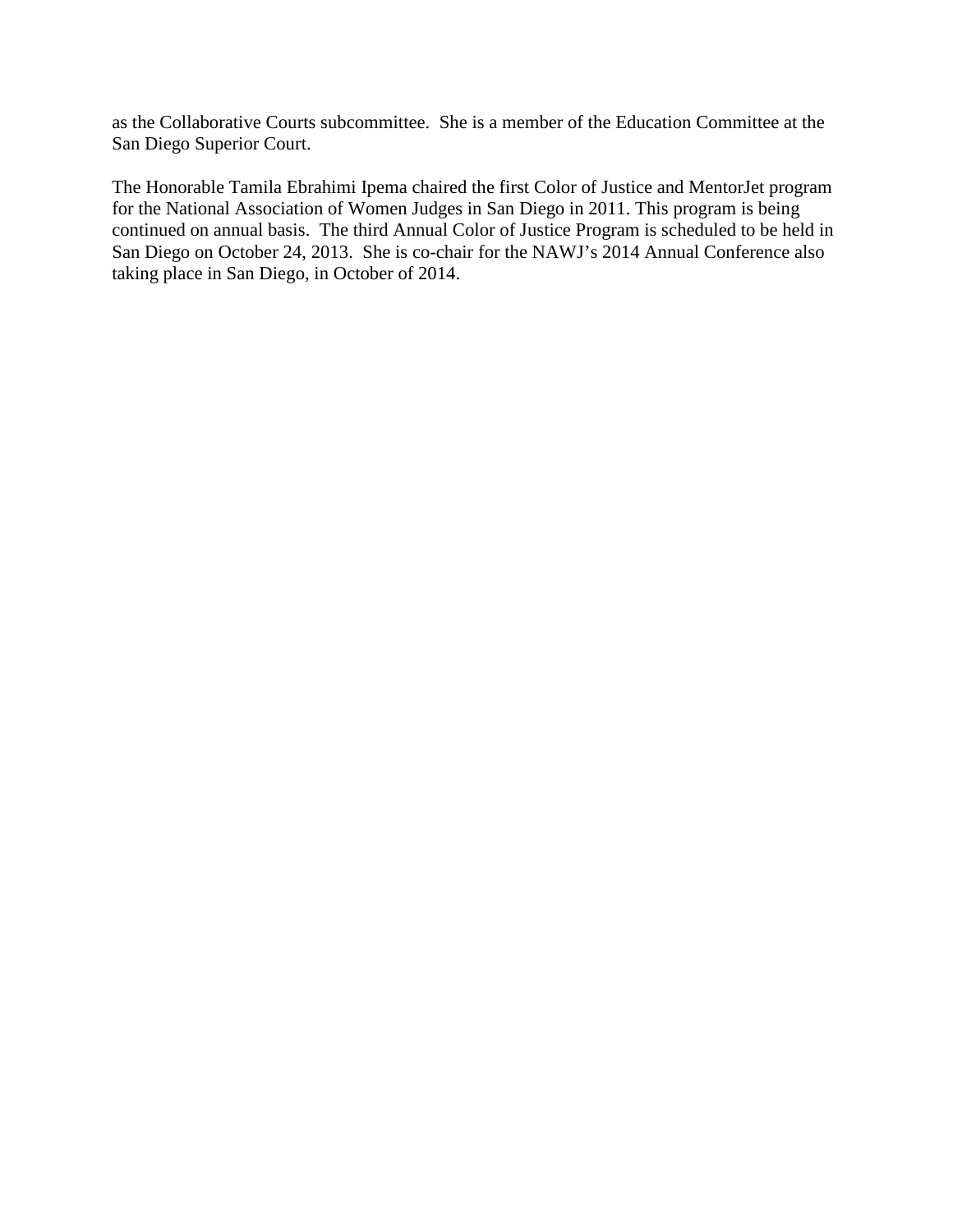as the Collaborative Courts subcommittee.  She is a member of the Education Committee at the San Diego Superior Court.

The Honorable Tamila Ebrahimi Ipema chaired the first Color of Justice and MentorJet program for the National Association of Women Judges in San Diego in 2011. This program is being continued on annual basis.  The third Annual Color of Justice Program is scheduled to be held in San Diego on October 24, 2013.  She is co-chair for the NAWJ's 2014 Annual Conference also taking place in San Diego, in October of 2014.